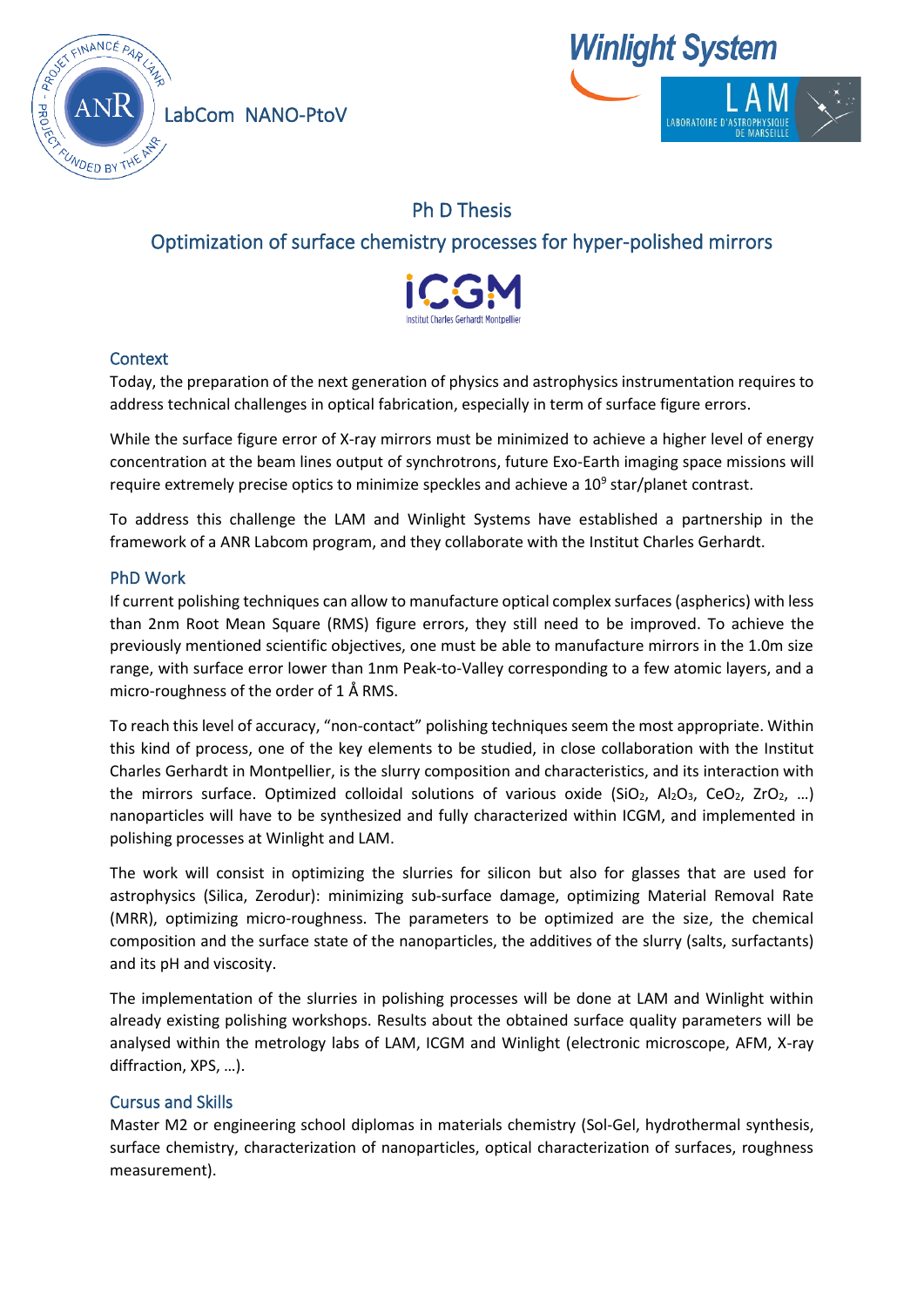LabCom NANO-PtoV

# Ph D Thesis

## Optimization of surface chemistry processes for hyper-polished mirrors

### Context

Today, the preparation of the next generation of physics and astrophysics instrumentation requires to address technical challenges in optical fabrication, especially in term of surface figure errors.

While the surface figure error of X-ray mirrors must be minimized to achieve a higher level of energy concentration at the beam lines output of synchrotrons, future Exo-Earth imaging space missions will require extremely precise optics to minimize speckles and achieve a $10^9$ star/planet contrast.

To address this challenge the LAM and Winlight Systems have established a partnership in the framework of a ANR Labcom program, and they collaborate with the Institut Charles Gerhardt.

### PhD Work

If current polishing techniques can allow to manufacture optical complex surfaces (aspherics) with less than 2nm Root Mean Square (RMS) figure errors, they still need to be improved. To achieve the previously mentioned scientific objectives, one must be able to manufacture mirrors in the 1.0m size range, with surface error lower than 1nm Peak-to-Valley corresponding to a few atomic layers, and a micro-roughness of the order of 1 Å RMS.

To reach this level of accuracy, "non-contact" polishing techniques seem the most appropriate. Within this kind of process, one of the key elements to be studied, in close collaboration with the Institut Charles Gerhardt in Montpellier, is the slurry composition and characteristics, and its interaction with the mirrors surface. Optimized colloidal solutions of various oxide ($SiO_2$, $Al_2O_3$, $CeO_2$, $ZrO_2$, …) nanoparticles will have to be synthesized and fully characterized within ICGM, and implemented in polishing processes at Winlight and LAM.

The work will consist in optimizing the slurries for silicon but also for glasses that are used for astrophysics (Silica, Zerodur): minimizing sub-surface damage, optimizing Material Removal Rate (MRR), optimizing micro-roughness. The parameters to be optimized are the size, the chemical composition and the surface state of the nanoparticles, the additives of the slurry (salts, surfactants) and its pH and viscosity.

The implementation of the slurries in polishing processes will be done at LAM and Winlight within already existing polishing workshops. Results about the obtained surface quality parameters will be analysed within the metrology labs of LAM, ICGM and Winlight (electronic microscope, AFM, X-ray diffraction, XPS, …).

### Cursus and Skills

Master M2 or engineering school diplomas in materials chemistry (Sol-Gel, hydrothermal synthesis, surface chemistry, characterization of nanoparticles, optical characterization of surfaces, roughness measurement).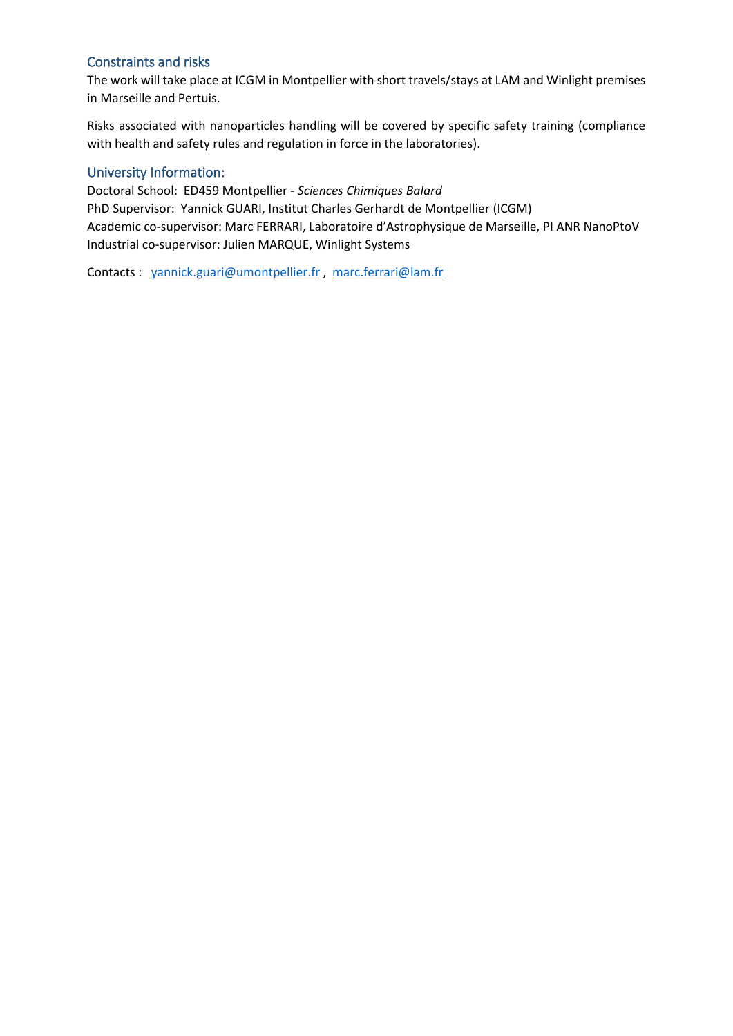## Constraints and risks

The work will take place at ICGM in Montpellier with short travels/stays at LAM and Winlight premises in Marseille and Pertuis.

Risks associated with nanoparticles handling will be covered by specific safety training (compliance with health and safety rules and regulation in force in the laboratories).

## University Information:

Doctoral School: ED459 Montpellier - *Sciences Chimiques Balard*
PhD Supervisor: Yannick GUARI, Institut Charles Gerhardt de Montpellier (ICGM)
Academic co-supervisor: Marc FERRARI, Laboratoire d'Astrophysique de Marseille, PI ANR NanoPtoV
Industrial co-supervisor: Julien MARQUE, Winlight Systems

Contacts : yannick.guari@umontpellier.fr , marc.ferrari@lam.fr